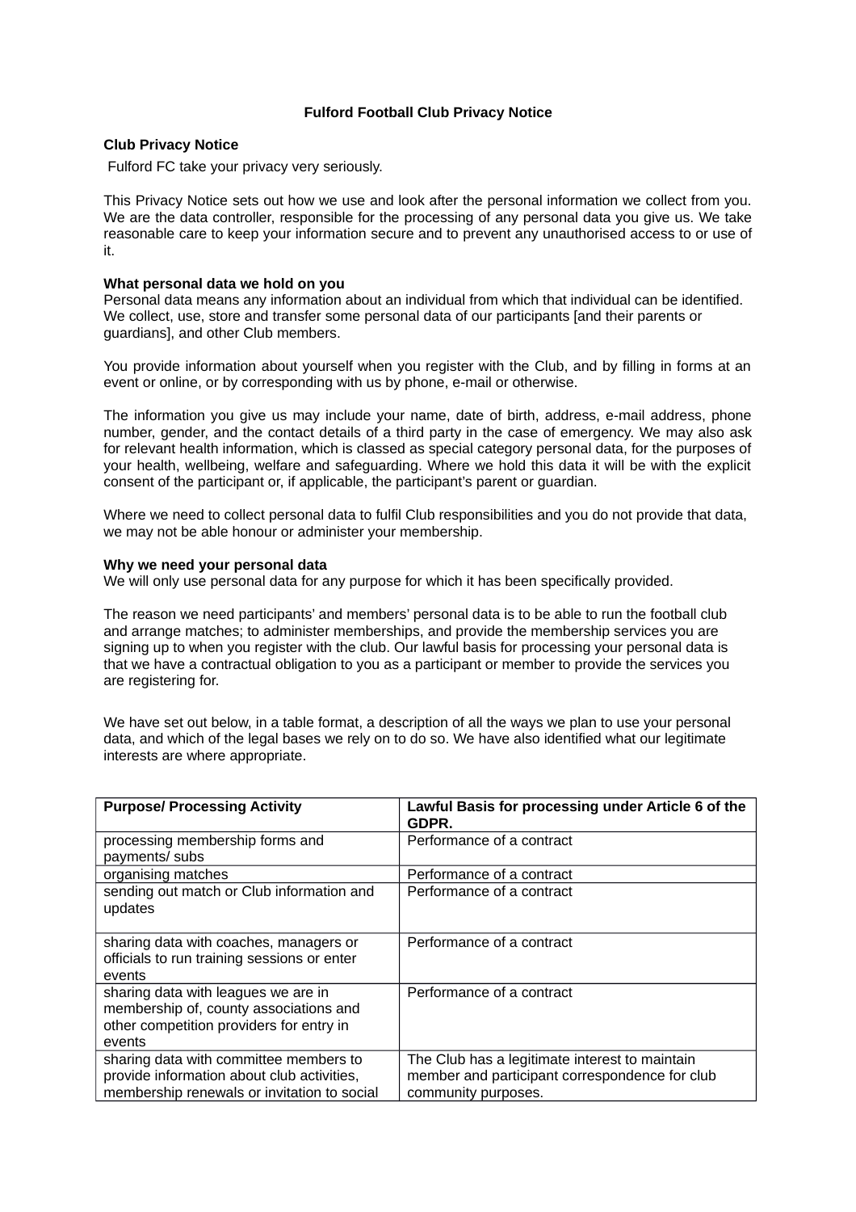# Fulford Football Club Privacy Notice

**Club Privacy Notice**

Fulford FC take your privacy very seriously.

This Privacy Notice sets out how we use and look after the personal information we collect from you. We are the data controller, responsible for the processing of any personal data you give us. We take reasonable care to keep your information secure and to prevent any unauthorised access to or use of it.

**What personal data we hold on you**

Personal data means any information about an individual from which that individual can be identified. We collect, use, store and transfer some personal data of our participants [and their parents or guardians], and other Club members.

You provide information about yourself when you register with the Club, and by filling in forms at an event or online, or by corresponding with us by phone, e-mail or otherwise.

The information you give us may include your name, date of birth, address, e-mail address, phone number, gender, and the contact details of a third party in the case of emergency. We may also ask for relevant health information, which is classed as special category personal data, for the purposes of your health, wellbeing, welfare and safeguarding. Where we hold this data it will be with the explicit consent of the participant or, if applicable, the participant's parent or guardian.

Where we need to collect personal data to fulfil Club responsibilities and you do not provide that data, we may not be able honour or administer your membership.

**Why we need your personal data**

We will only use personal data for any purpose for which it has been specifically provided.

The reason we need participants' and members' personal data is to be able to run the football club and arrange matches; to administer memberships, and provide the membership services you are signing up to when you register with the club. Our lawful basis for processing your personal data is that we have a contractual obligation to you as a participant or member to provide the services you are registering for.

We have set out below, in a table format, a description of all the ways we plan to use your personal data, and which of the legal bases we rely on to do so. We have also identified what our legitimate interests are where appropriate.

| Purpose/ Processing Activity | Lawful Basis for processing under Article 6 of the GDPR. |
|---|---|
| processing membership forms and payments/ subs | Performance of a contract |
| organising matches | Performance of a contract |
| sending out match or Club information and updates | Performance of a contract |
| sharing data with coaches, managers or officials to run training sessions or enter events | Performance of a contract |
| sharing data with leagues we are in membership of, county associations and other competition providers for entry in events | Performance of a contract |
| sharing data with committee members to provide information about club activities, membership renewals or invitation to social | The Club has a legitimate interest to maintain member and participant correspondence for club community purposes. |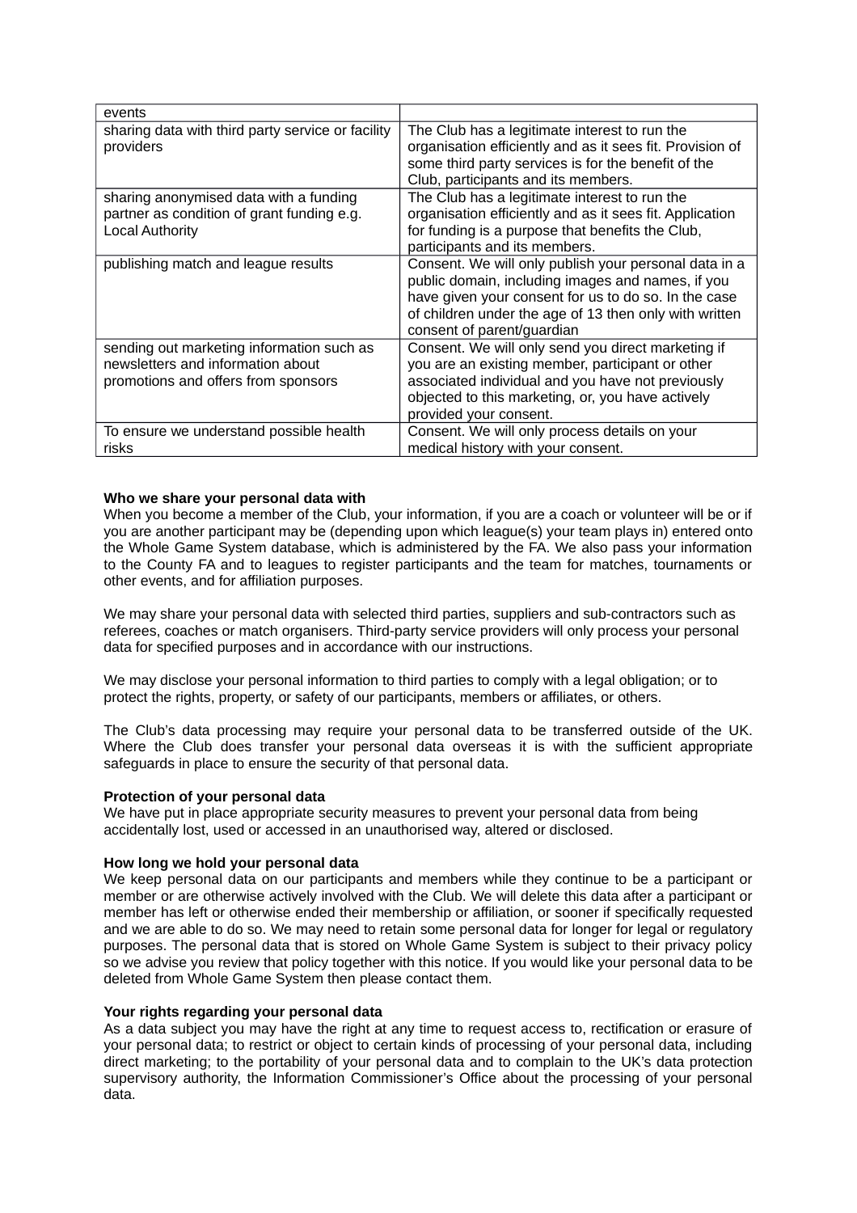| | |
|---|---|
| events | |
| sharing data with third party service or facility providers | The Club has a legitimate interest to run the organisation efficiently and as it sees fit. Provision of some third party services is for the benefit of the Club, participants and its members. |
| sharing anonymised data with a funding partner as condition of grant funding e.g. Local Authority | The Club has a legitimate interest to run the organisation efficiently and as it sees fit. Application for funding is a purpose that benefits the Club, participants and its members. |
| publishing match and league results | Consent. We will only publish your personal data in a public domain, including images and names, if you have given your consent for us to do so. In the case of children under the age of 13 then only with written consent of parent/guardian |
| sending out marketing information such as newsletters and information about promotions and offers from sponsors | Consent. We will only send you direct marketing if you are an existing member, participant or other associated individual and you have not previously objected to this marketing, or, you have actively provided your consent. |
| To ensure we understand possible health risks | Consent. We will only process details on your medical history with your consent. |

**Who we share your personal data with**
When you become a member of the Club, your information, if you are a coach or volunteer will be or if you are another participant may be (depending upon which league(s) your team plays in) entered onto the Whole Game System database, which is administered by the FA. We also pass your information to the County FA and to leagues to register participants and the team for matches, tournaments or other events, and for affiliation purposes.

We may share your personal data with selected third parties, suppliers and sub-contractors such as referees, coaches or match organisers. Third-party service providers will only process your personal data for specified purposes and in accordance with our instructions.

We may disclose your personal information to third parties to comply with a legal obligation; or to protect the rights, property, or safety of our participants, members or affiliates, or others.

The Club's data processing may require your personal data to be transferred outside of the UK. Where the Club does transfer your personal data overseas it is with the sufficient appropriate safeguards in place to ensure the security of that personal data.

**Protection of your personal data**
We have put in place appropriate security measures to prevent your personal data from being accidentally lost, used or accessed in an unauthorised way, altered or disclosed.

**How long we hold your personal data**
We keep personal data on our participants and members while they continue to be a participant or member or are otherwise actively involved with the Club. We will delete this data after a participant or member has left or otherwise ended their membership or affiliation, or sooner if specifically requested and we are able to do so. We may need to retain some personal data for longer for legal or regulatory purposes. The personal data that is stored on Whole Game System is subject to their privacy policy so we advise you review that policy together with this notice. If you would like your personal data to be deleted from Whole Game System then please contact them.

**Your rights regarding your personal data**
As a data subject you may have the right at any time to request access to, rectification or erasure of your personal data; to restrict or object to certain kinds of processing of your personal data, including direct marketing; to the portability of your personal data and to complain to the UK's data protection supervisory authority, the Information Commissioner's Office about the processing of your personal data.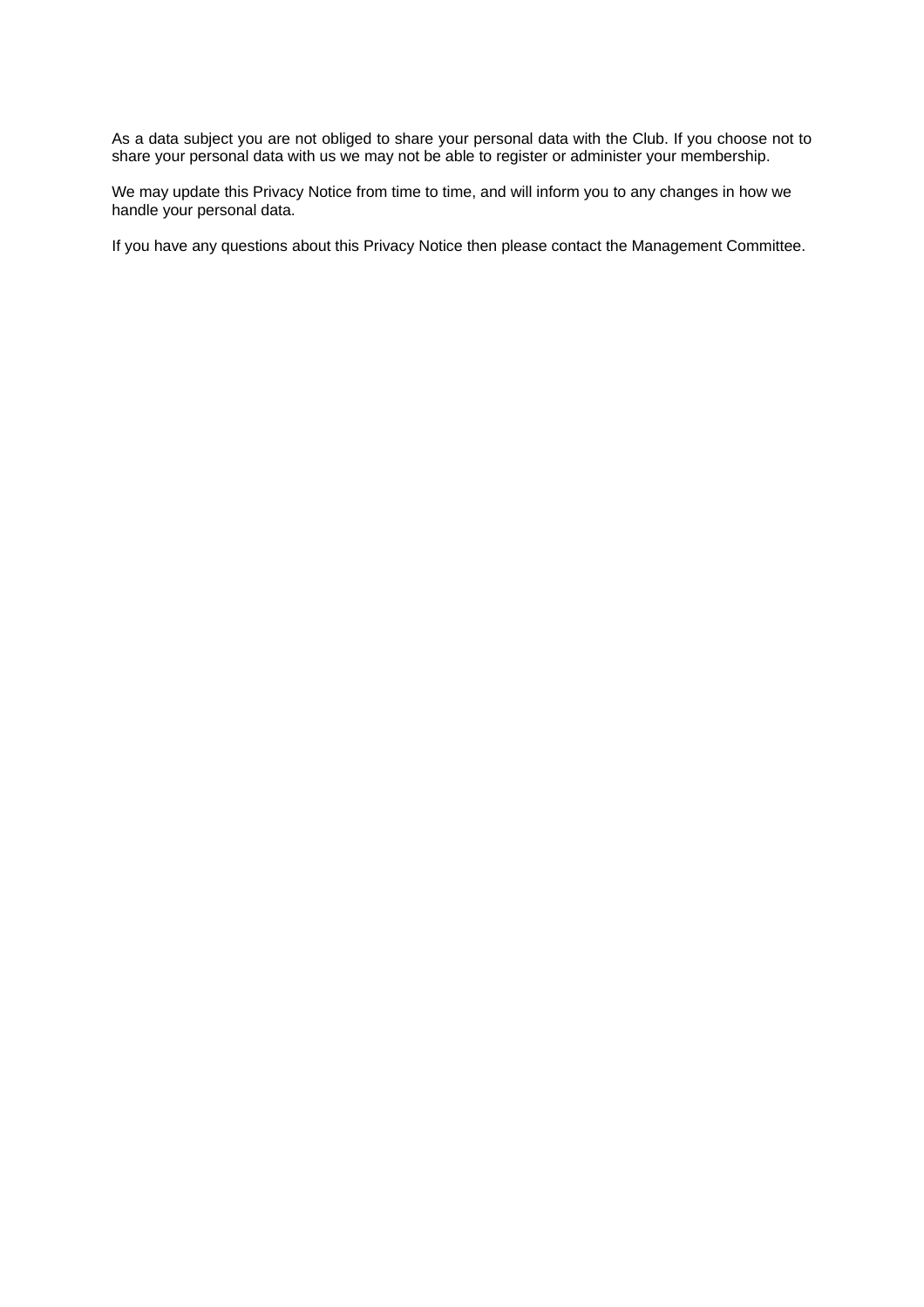As a data subject you are not obliged to share your personal data with the Club. If you choose not to share your personal data with us we may not be able to register or administer your membership.

We may update this Privacy Notice from time to time, and will inform you to any changes in how we handle your personal data.

If you have any questions about this Privacy Notice then please contact the Management Committee.